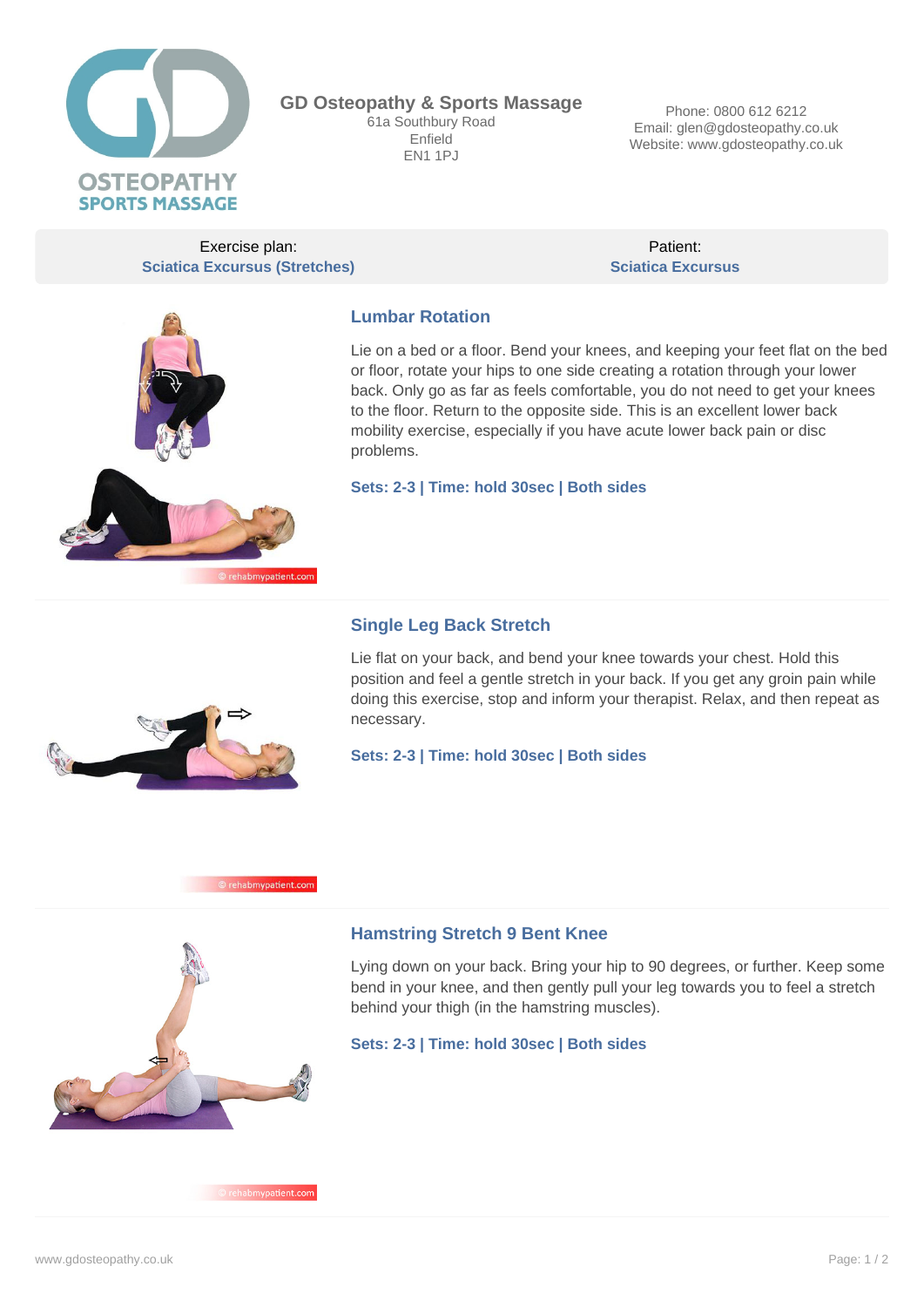**GD Osteopathy & Sports Massage**
61a Southbury Road
Enfield
EN1 1PJ

Phone: 0800 612 6212
Email: glen@gdosteopathy.co.uk
Website: www.gdosteopathy.co.uk

| Exercise plan: | Patient: |
|---|---|
| Sciatica Excursus (Stretches) | Sciatica Excursus |

## Lumbar Rotation

Lie on a bed or a floor. Bend your knees, and keeping your feet flat on the bed or floor, rotate your hips to one side creating a rotation through your lower back. Only go as far as feels comfortable, you do not need to get your knees to the floor. Return to the opposite side. This is an excellent lower back mobility exercise, especially if you have acute lower back pain or disc problems.

**Sets: 2-3 | Time: hold 30sec | Both sides**

© rehabmypatient.com

## Single Leg Back Stretch

Lie flat on your back, and bend your knee towards your chest. Hold this position and feel a gentle stretch in your back. If you get any groin pain while doing this exercise, stop and inform your therapist. Relax, and then repeat as necessary.

**Sets: 2-3 | Time: hold 30sec | Both sides**

© rehabmypatient.com

## Hamstring Stretch 9 Bent Knee

Lying down on your back. Bring your hip to 90 degrees, or further. Keep some bend in your knee, and then gently pull your leg towards you to feel a stretch behind your thigh (in the hamstring muscles).

**Sets: 2-3 | Time: hold 30sec | Both sides**

© rehabmypatient.com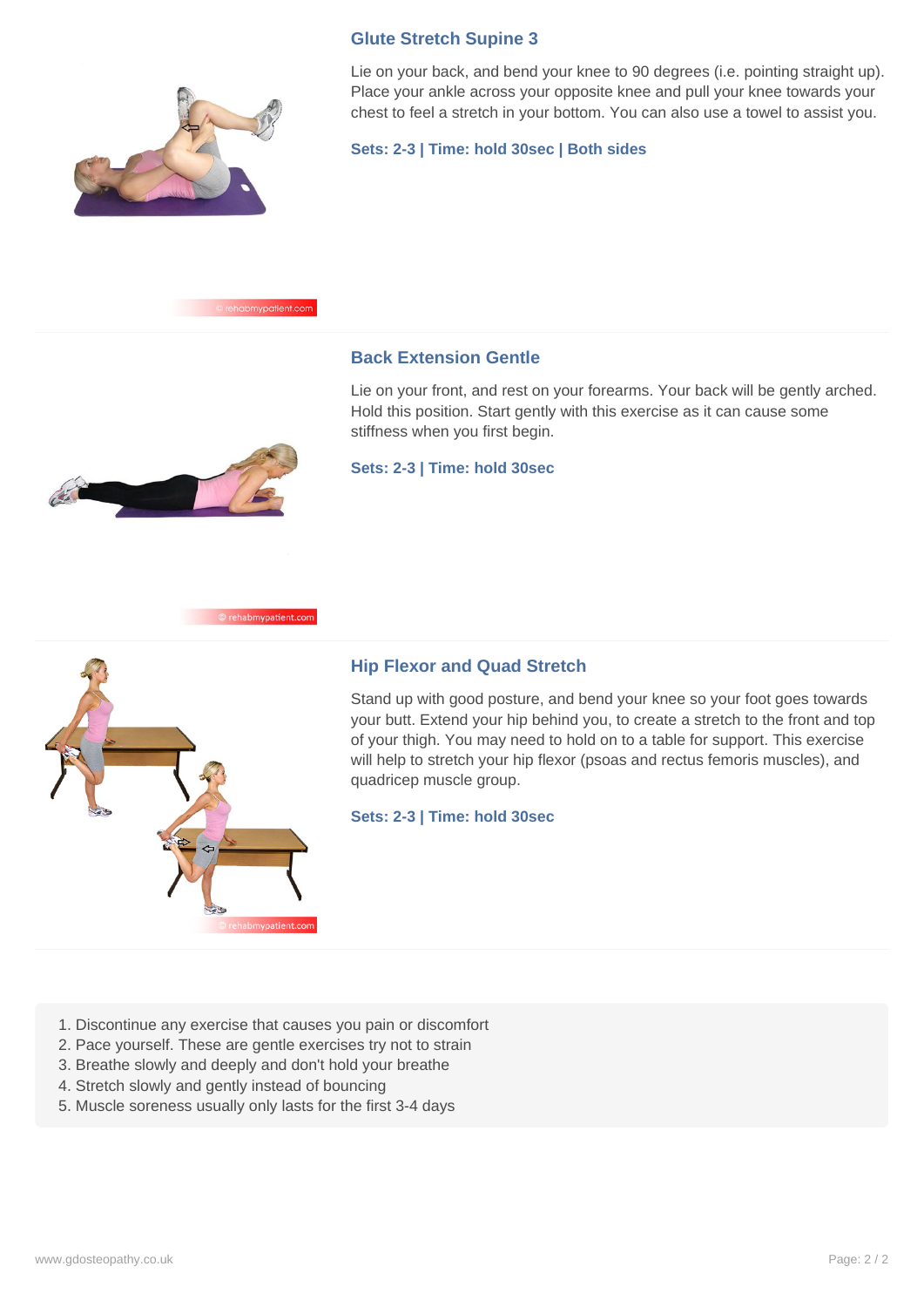### Glute Stretch Supine 3

Lie on your back, and bend your knee to 90 degrees (i.e. pointing straight up). Place your ankle across your opposite knee and pull your knee towards your chest to feel a stretch in your bottom. You can also use a towel to assist you.

**Sets: 2-3 | Time: hold 30sec | Both sides**

### Back Extension Gentle

Lie on your front, and rest on your forearms. Your back will be gently arched. Hold this position. Start gently with this exercise as it can cause some stiffness when you first begin.

**Sets: 2-3 | Time: hold 30sec**

### Hip Flexor and Quad Stretch

Stand up with good posture, and bend your knee so your foot goes towards your butt. Extend your hip behind you, to create a stretch to the front and top of your thigh. You may need to hold on to a table for support. This exercise will help to stretch your hip flexor (psoas and rectus femoris muscles), and quadricep muscle group.

**Sets: 2-3 | Time: hold 30sec**

1. Discontinue any exercise that causes you pain or discomfort
2. Pace yourself. These are gentle exercises try not to strain
3. Breathe slowly and deeply and don't hold your breathe
4. Stretch slowly and gently instead of bouncing
5. Muscle soreness usually only lasts for the first 3-4 days